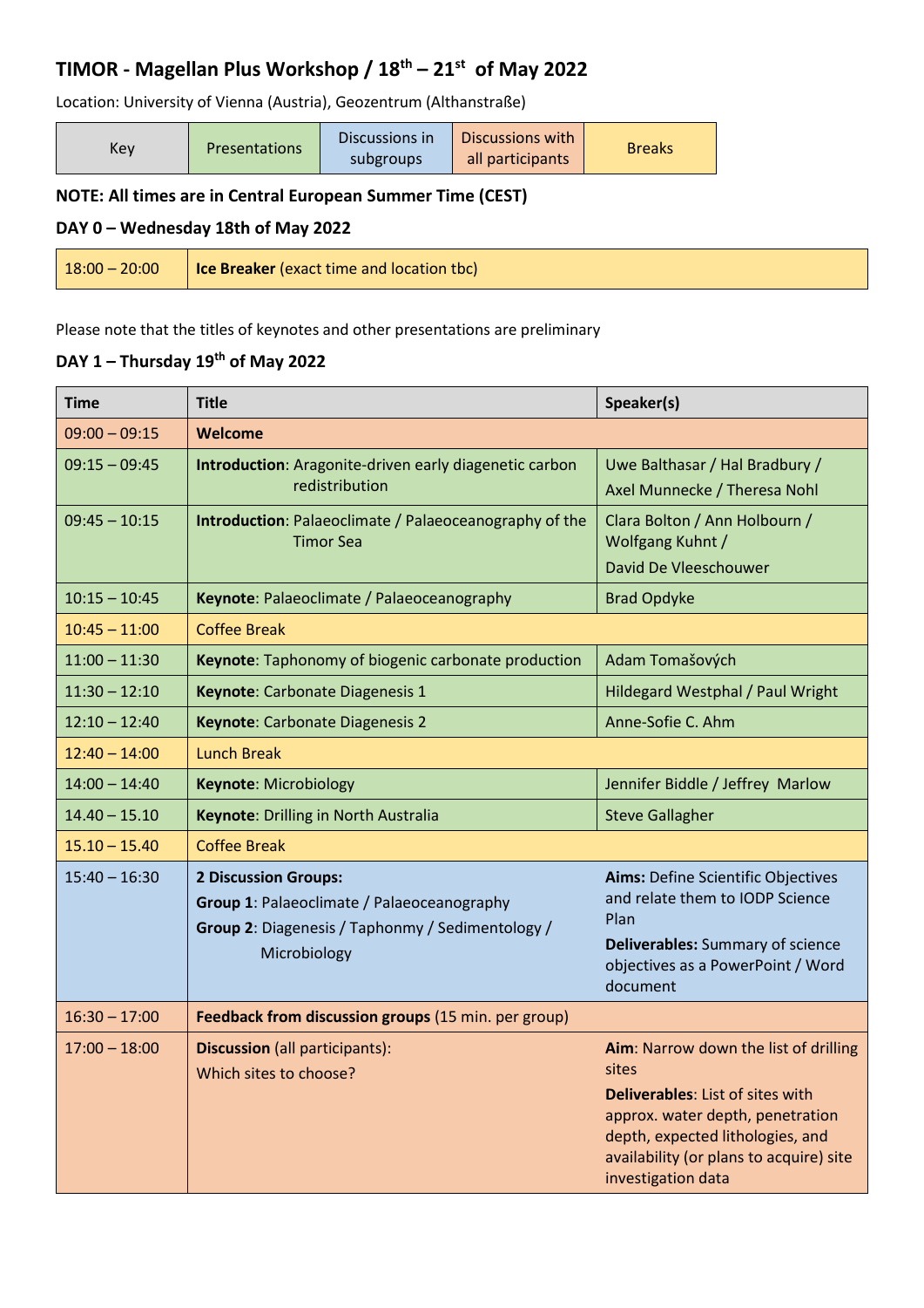# TIMOR - Magellan Plus Workshop / 18th – 21st of May 2022

Location: University of Vienna (Austria), Geozentrum (Althanstraße)

| Key | Presentations | Discussions in subgroups | Discussions with all participants | Breaks |
|---|---|---|---|---|

**NOTE: All times are in Central European Summer Time (CEST)**

## DAY 0 – Wednesday 18th of May 2022

| 18:00 – 20:00 | **Ice Breaker** (exact time and location tbc) |
|---|---|

Please note that the titles of keynotes and other presentations are preliminary

## DAY 1 – Thursday 19th of May 2022

| Time | Title | Speaker(s) |
|---|---|---|
| 09:00 – 09:15 | **Welcome** | |
| 09:15 – 09:45 | **Introduction**: Aragonite-driven early diagenetic carbon redistribution | Uwe Balthasar / Hal Bradbury / Axel Munnecke / Theresa Nohl |
| 09:45 – 10:15 | **Introduction**: Palaeoclimate / Palaeoceanography of the Timor Sea | Clara Bolton / Ann Holbourn / Wolfgang Kuhnt / David De Vleeschouwer |
| 10:15 – 10:45 | **Keynote**: Palaeoclimate / Palaeoceanography | Brad Opdyke |
| 10:45 – 11:00 | Coffee Break | |
| 11:00 – 11:30 | **Keynote**: Taphonomy of biogenic carbonate production | Adam Tomašových |
| 11:30 – 12:10 | **Keynote**: Carbonate Diagenesis 1 | Hildegard Westphal / Paul Wright |
| 12:10 – 12:40 | **Keynote**: Carbonate Diagenesis 2 | Anne-Sofie C. Ahm |
| 12:40 – 14:00 | Lunch Break | |
| 14:00 – 14:40 | **Keynote**: Microbiology | Jennifer Biddle / Jeffrey Marlow |
| 14.40 – 15.10 | **Keynote**: Drilling in North Australia | Steve Gallagher |
| 15.10 – 15.40 | Coffee Break | |
| 15:40 – 16:30 | **2 Discussion Groups:**<br>**Group 1**: Palaeoclimate / Palaeoceanography<br>**Group 2**: Diagenesis / Taphonmy / Sedimentology / Microbiology | **Aims:** Define Scientific Objectives and relate them to IODP Science Plan<br>**Deliverables:** Summary of science objectives as a PowerPoint / Word document |
| 16:30 – 17:00 | **Feedback from discussion groups** (15 min. per group) | |
| 17:00 – 18:00 | **Discussion** (all participants):<br>Which sites to choose? | **Aim**: Narrow down the list of drilling sites<br>**Deliverables**: List of sites with approx. water depth, penetration depth, expected lithologies, and availability (or plans to acquire) site investigation data |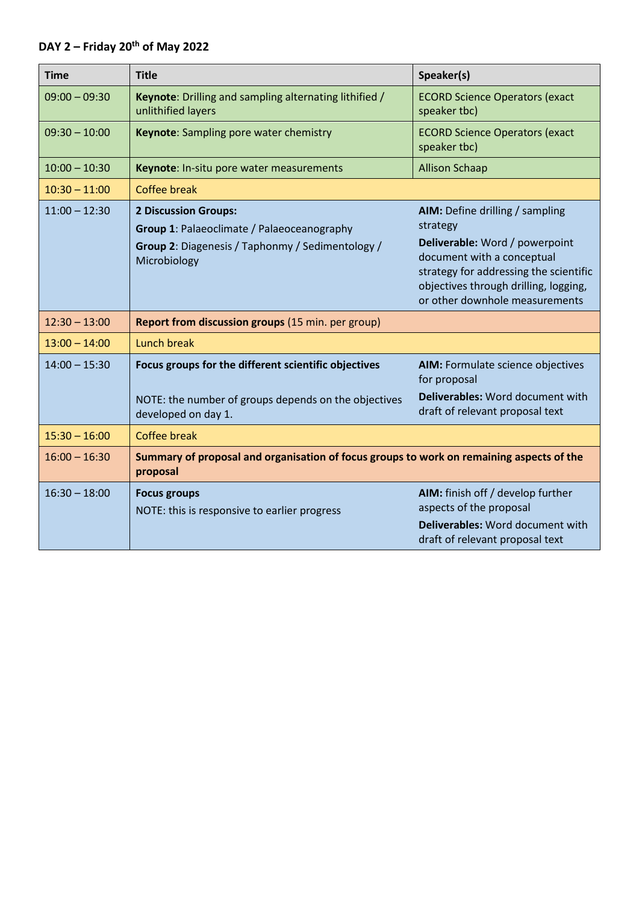**DAY 2 – Friday 20th of May 2022**

| Time | Title | Speaker(s) |
|---|---|---|
| 09:00 – 09:30 | **Keynote**: Drilling and sampling alternating lithified / unlithified layers | ECORD Science Operators (exact speaker tbc) |
| 09:30 – 10:00 | **Keynote**: Sampling pore water chemistry | ECORD Science Operators (exact speaker tbc) |
| 10:00 – 10:30 | **Keynote**: In-situ pore water measurements | Allison Schaap |
| 10:30 – 11:00 | Coffee break | |
| 11:00 – 12:30 | **2 Discussion Groups:**<br>**Group 1**: Palaeoclimate / Palaeoceanography<br>**Group 2**: Diagenesis / Taphonmy / Sedimentology / Microbiology | **AIM:** Define drilling / sampling strategy<br>**Deliverable:** Word / powerpoint document with a conceptual strategy for addressing the scientific objectives through drilling, logging, or other downhole measurements |
| 12:30 – 13:00 | **Report from discussion groups** (15 min. per group) | |
| 13:00 – 14:00 | Lunch break | |
| 14:00 – 15:30 | **Focus groups for the different scientific objectives**<br><br>NOTE: the number of groups depends on the objectives developed on day 1. | **AIM:** Formulate science objectives for proposal<br>**Deliverables:** Word document with draft of relevant proposal text |
| 15:30 – 16:00 | Coffee break | |
| 16:00 – 16:30 | **Summary of proposal and organisation of focus groups to work on remaining aspects of the proposal** | |
| 16:30 – 18:00 | **Focus groups**<br>NOTE: this is responsive to earlier progress | **AIM:** finish off / develop further aspects of the proposal<br>**Deliverables:** Word document with draft of relevant proposal text |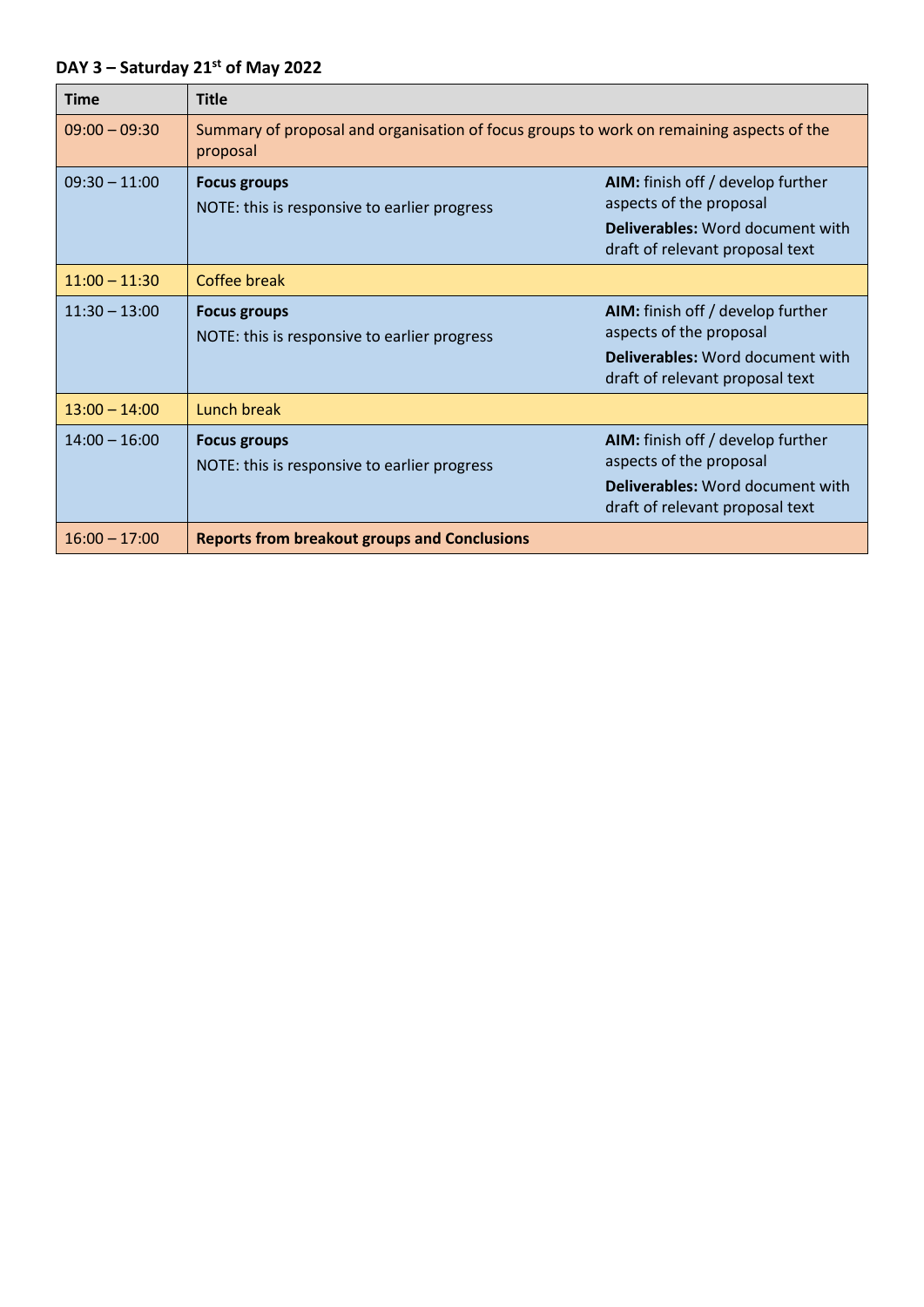**DAY 3 – Saturday 21st of May 2022**

| Time | Title | |
|---|---|---|
| 09:00 – 09:30 | Summary of proposal and organisation of focus groups to work on remaining aspects of the proposal | |
| 09:30 – 11:00 | **Focus groups**<br>NOTE: this is responsive to earlier progress | **AIM:** finish off / develop further aspects of the proposal<br>**Deliverables:** Word document with draft of relevant proposal text |
| 11:00 – 11:30 | Coffee break | |
| 11:30 – 13:00 | **Focus groups**<br>NOTE: this is responsive to earlier progress | **AIM:** finish off / develop further aspects of the proposal<br>**Deliverables:** Word document with draft of relevant proposal text |
| 13:00 – 14:00 | Lunch break | |
| 14:00 – 16:00 | **Focus groups**<br>NOTE: this is responsive to earlier progress | **AIM:** finish off / develop further aspects of the proposal<br>**Deliverables:** Word document with draft of relevant proposal text |
| 16:00 – 17:00 | **Reports from breakout groups and Conclusions** | |